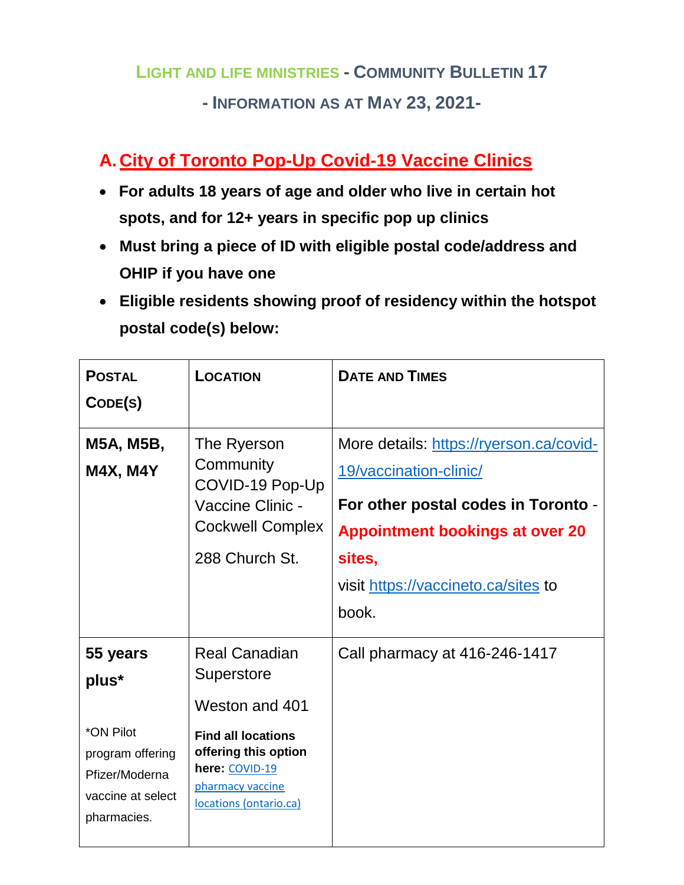# LIGHT AND LIFE MINISTRIES - COMMUNITY BULLETIN 17

## - INFORMATION AS AT MAY 23, 2021-

## A. City of Toronto Pop-Up Covid-19 Vaccine Clinics

- **For adults 18 years of age and older who live in certain hot spots, and for 12+ years in specific pop up clinics**
- **Must bring a piece of ID with eligible postal code/address and OHIP if you have one**
- **Eligible residents showing proof of residency within the hotspot postal code(s) below:**

| POSTAL CODE(S) | LOCATION | DATE AND TIMES |
|---|---|---|
| **M5A, M5B, M4X, M4Y** | The Ryerson Community COVID-19 Pop-Up Vaccine Clinic - Cockwell Complex<br>288 Church St. | More details: [https://ryerson.ca/covid-19/vaccination-clinic/](https://ryerson.ca/covid-19/vaccination-clinic/)<br>**For other postal codes in Toronto** - **Appointment bookings at over 20 sites,**<br>visit [https://vaccineto.ca/sites](https://vaccineto.ca/sites) to book. |
| **55 years plus***<br><br>*ON Pilot program offering Pfizer/Moderna vaccine at select pharmacies. | Real Canadian Superstore<br>Weston and 401<br>**Find all locations offering this option here:** [COVID-19 pharmacy vaccine locations (ontario.ca)]() | Call pharmacy at 416-246-1417 |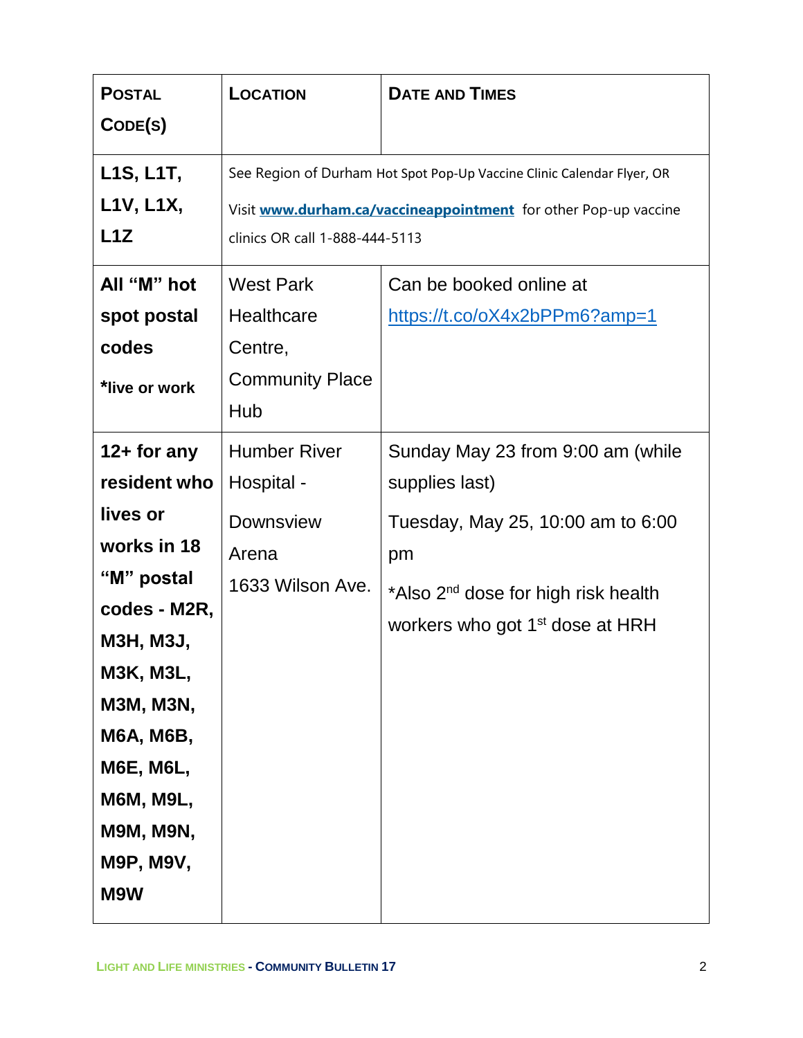| Postal Code(s) | Location | Date and Times |
| --- | --- | --- |
| **L1S, L1T, L1V, L1X, L1Z** | See Region of Durham Hot Spot Pop-Up Vaccine Clinic Calendar Flyer, OR Visit **www.durham.ca/vaccineappointment** for other Pop-up vaccine clinics OR call 1-888-444-5113 | |
| **All "M" hot spot postal codes** **\*live or work** | West Park Healthcare Centre, Community Place Hub | Can be booked online at https://t.co/oX4x2bPPm6?amp=1 |
| **12+ for any resident who lives or works in 18 "M" postal codes - M2R, M3H, M3J, M3K, M3L, M3M, M3N, M6A, M6B, M6E, M6L, M6M, M9L, M9M, M9N, M9P, M9V, M9W** | Humber River Hospital - Downsview Arena 1633 Wilson Ave. | Sunday May 23 from 9:00 am (while supplies last) Tuesday, May 25, 10:00 am to 6:00 pm \*Also 2nd dose for high risk health workers who got 1st dose at HRH |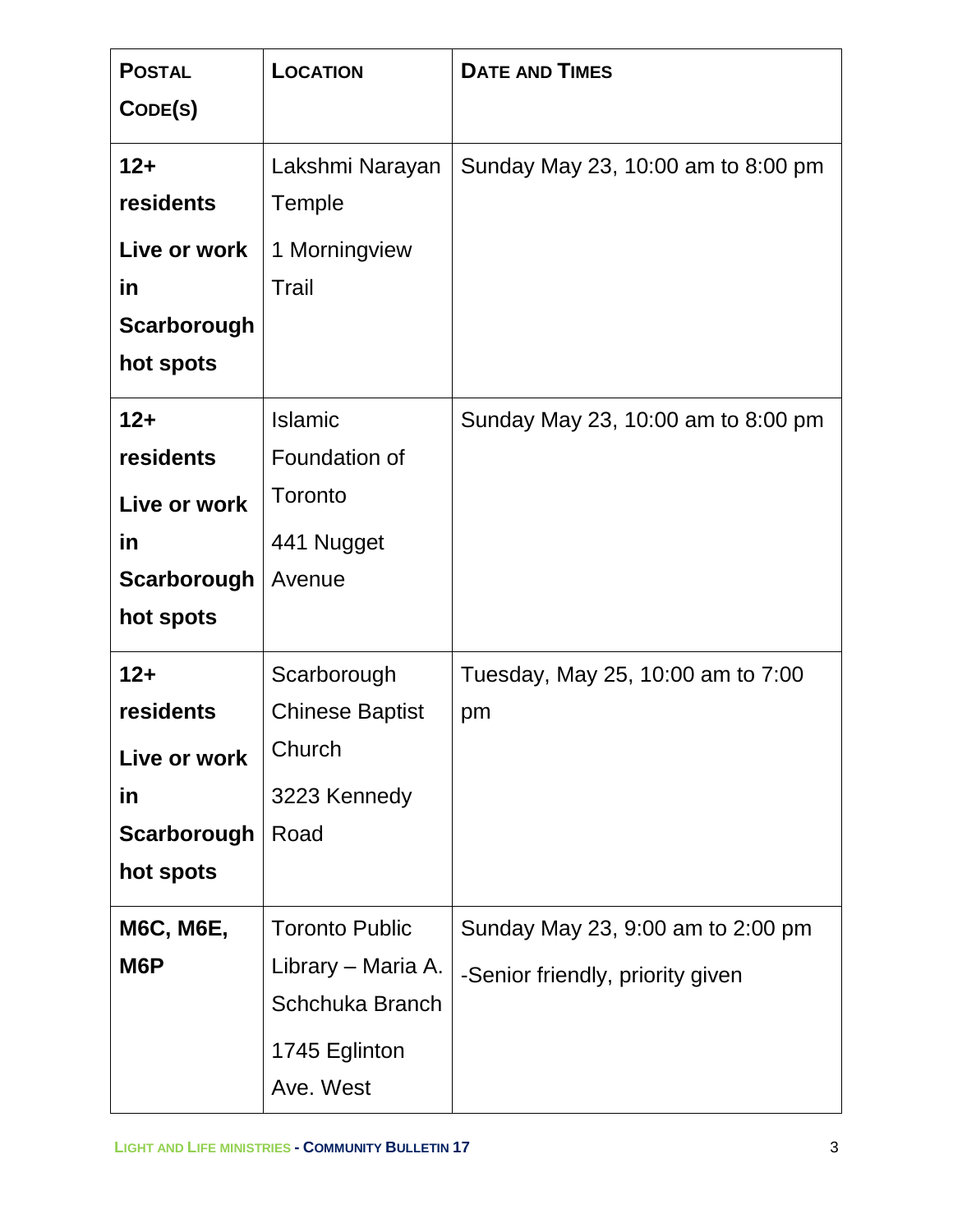| **Postal Code(s)** | **Location** | **Date and Times** |
|---|---|---|
| **12+ residents**<br>**Live or work in Scarborough hot spots** | Lakshmi Narayan Temple<br>1 Morningview Trail | Sunday May 23, 10:00 am to 8:00 pm |
| **12+ residents**<br>**Live or work in Scarborough hot spots** | Islamic Foundation of Toronto<br>441 Nugget Avenue | Sunday May 23, 10:00 am to 8:00 pm |
| **12+ residents**<br>**Live or work in Scarborough hot spots** | Scarborough Chinese Baptist Church<br>3223 Kennedy Road | Tuesday, May 25, 10:00 am to 7:00 pm |
| **M6C, M6E, M6P** | Toronto Public Library – Maria A. Schchuka Branch<br>1745 Eglinton Ave. West | Sunday May 23, 9:00 am to 2:00 pm<br>-Senior friendly, priority given |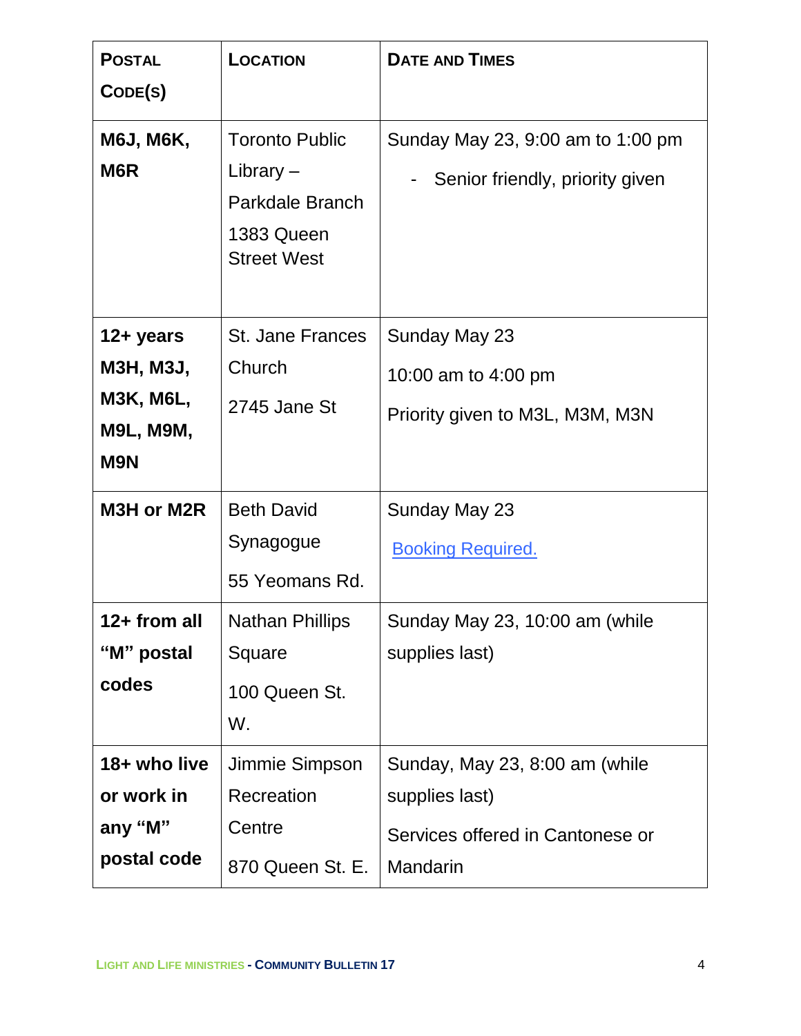| **Postal Code(s)** | **Location** | **Date and Times** |
|---|---|---|
| **M6J, M6K, M6R** | Toronto Public Library – Parkdale Branch<br>1383 Queen Street West | Sunday May 23, 9:00 am to 1:00 pm<br>- Senior friendly, priority given |
| **12+ years M3H, M3J, M3K, M6L, M9L, M9M, M9N** | St. Jane Frances Church<br>2745 Jane St | Sunday May 23<br>10:00 am to 4:00 pm<br>Priority given to M3L, M3M, M3N |
| **M3H or M2R** | Beth David Synagogue<br>55 Yeomans Rd. | Sunday May 23<br>Booking Required. |
| **12+ from all "M" postal codes** | Nathan Phillips Square<br>100 Queen St. W. | Sunday May 23, 10:00 am (while supplies last) |
| **18+ who live or work in any "M" postal code** | Jimmie Simpson Recreation Centre<br>870 Queen St. E. | Sunday, May 23, 8:00 am (while supplies last)<br>Services offered in Cantonese or Mandarin |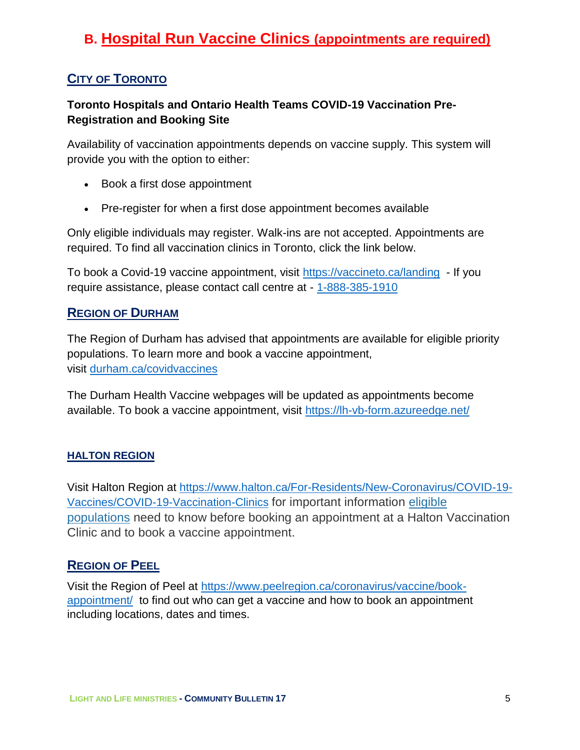# B. Hospital Run Vaccine Clinics (appointments are required)

## City of Toronto

**Toronto Hospitals and Ontario Health Teams COVID-19 Vaccination Pre-Registration and Booking Site**

Availability of vaccination appointments depends on vaccine supply. This system will provide you with the option to either:

- Book a first dose appointment
- Pre-register for when a first dose appointment becomes available

Only eligible individuals may register. Walk-ins are not accepted. Appointments are required. To find all vaccination clinics in Toronto, click the link below.

To book a Covid-19 vaccine appointment, visit https://vaccineto.ca/landing - If you require assistance, please contact call centre at - 1-888-385-1910

## Region of Durham

The Region of Durham has advised that appointments are available for eligible priority populations. To learn more and book a vaccine appointment, visit durham.ca/covidvaccines

The Durham Health Vaccine webpages will be updated as appointments become available. To book a vaccine appointment, visit https://lh-vb-form.azureedge.net/

## Halton Region

Visit Halton Region at https://www.halton.ca/For-Residents/New-Coronavirus/COVID-19-Vaccines/COVID-19-Vaccination-Clinics for important information eligible populations need to know before booking an appointment at a Halton Vaccination Clinic and to book a vaccine appointment.

## Region of Peel

Visit the Region of Peel at https://www.peelregion.ca/coronavirus/vaccine/book-appointment/ to find out who can get a vaccine and how to book an appointment including locations, dates and times.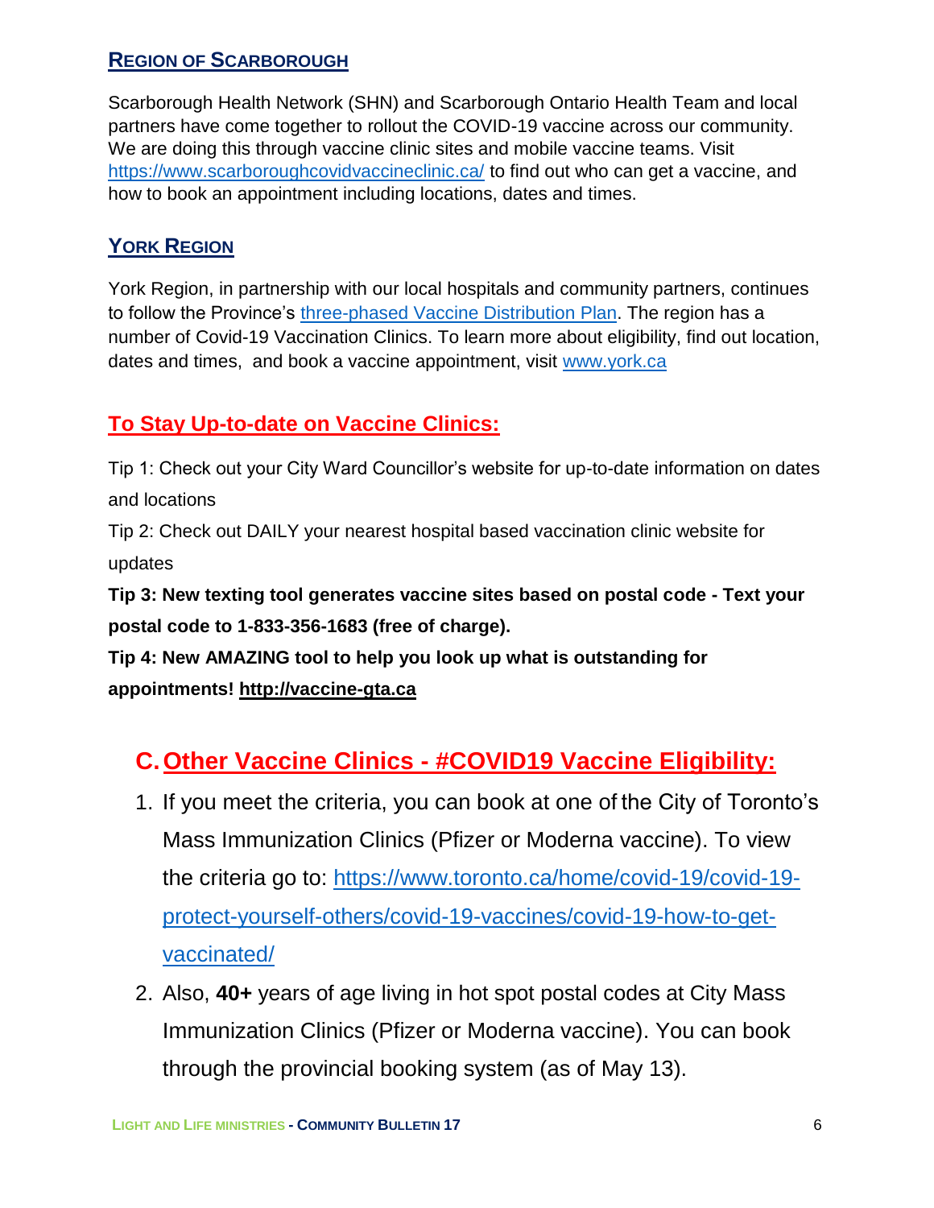### REGION OF SCARBOROUGH

Scarborough Health Network (SHN) and Scarborough Ontario Health Team and local partners have come together to rollout the COVID-19 vaccine across our community. We are doing this through vaccine clinic sites and mobile vaccine teams. Visit https://www.scarboroughcovidvaccineclinic.ca/ to find out who can get a vaccine, and how to book an appointment including locations, dates and times.

### YORK REGION

York Region, in partnership with our local hospitals and community partners, continues to follow the Province's three-phased Vaccine Distribution Plan. The region has a number of Covid-19 Vaccination Clinics. To learn more about eligibility, find out location, dates and times, and book a vaccine appointment, visit www.york.ca

## To Stay Up-to-date on Vaccine Clinics:

Tip 1: Check out your City Ward Councillor's website for up-to-date information on dates and locations

Tip 2: Check out DAILY your nearest hospital based vaccination clinic website for updates

**Tip 3: New texting tool generates vaccine sites based on postal code - Text your postal code to 1-833-356-1683 (free of charge).**

**Tip 4: New AMAZING tool to help you look up what is outstanding for appointments! http://vaccine-gta.ca**

## C. Other Vaccine Clinics - #COVID19 Vaccine Eligibility:

1. If you meet the criteria, you can book at one of the City of Toronto's Mass Immunization Clinics (Pfizer or Moderna vaccine). To view the criteria go to: https://www.toronto.ca/home/covid-19/covid-19-protect-yourself-others/covid-19-vaccines/covid-19-how-to-get-vaccinated/
2. Also, **40+** years of age living in hot spot postal codes at City Mass Immunization Clinics (Pfizer or Moderna vaccine). You can book through the provincial booking system (as of May 13).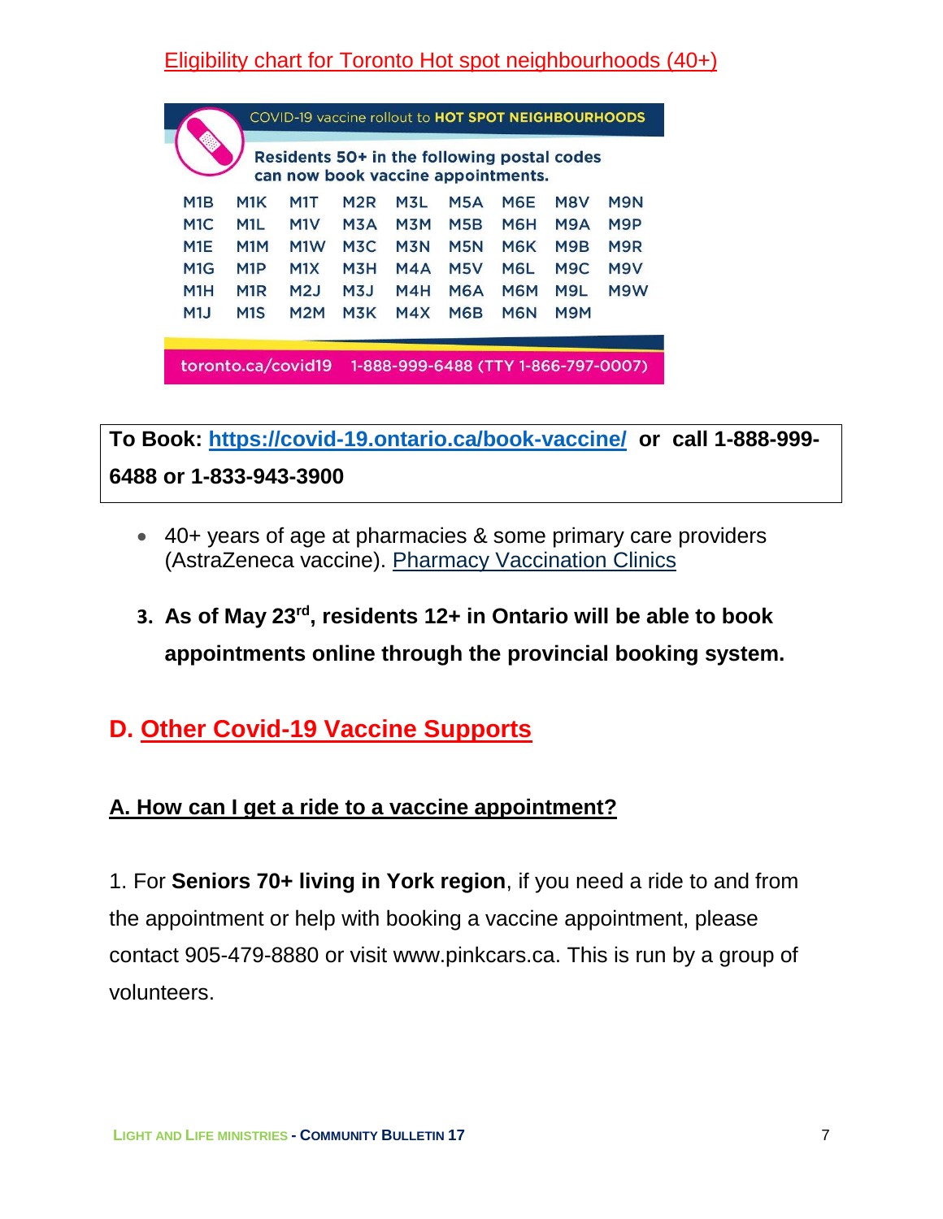Eligibility chart for Toronto Hot spot neighbourhoods (40+)

COVID-19 vaccine rollout to **HOT SPOT NEIGHBOURHOODS**

**Residents 50+ in the following postal codes can now book vaccine appointments.**

| | | | | | | | | |
|---|---|---|---|---|---|---|---|---|
| M1B | M1K | M1T | M2R | M3L | M5A | M6E | M8V | M9N |
| M1C | M1L | M1V | M3A | M3M | M5B | M6H | M9A | M9P |
| M1E | M1M | M1W | M3C | M3N | M5N | M6K | M9B | M9R |
| M1G | M1P | M1X | M3H | M4A | M5V | M6L | M9C | M9V |
| M1H | M1R | M2J | M3J | M4H | M6A | M6M | M9L | M9W |
| M1J | M1S | M2M | M3K | M4X | M6B | M6N | M9M | |

toronto.ca/covid19 1-888-999-6488 (TTY 1-866-797-0007)

**To Book: https://covid-19.ontario.ca/book-vaccine/ or call 1-888-999-6488 or 1-833-943-3900**

- 40+ years of age at pharmacies & some primary care providers (AstraZeneca vaccine). Pharmacy Vaccination Clinics

3. **As of May 23rd, residents 12+ in Ontario will be able to book appointments online through the provincial booking system.**

## D. Other Covid-19 Vaccine Supports

### A. How can I get a ride to a vaccine appointment?

1. For **Seniors 70+ living in York region**, if you need a ride to and from the appointment or help with booking a vaccine appointment, please contact 905-479-8880 or visit www.pinkcars.ca. This is run by a group of volunteers.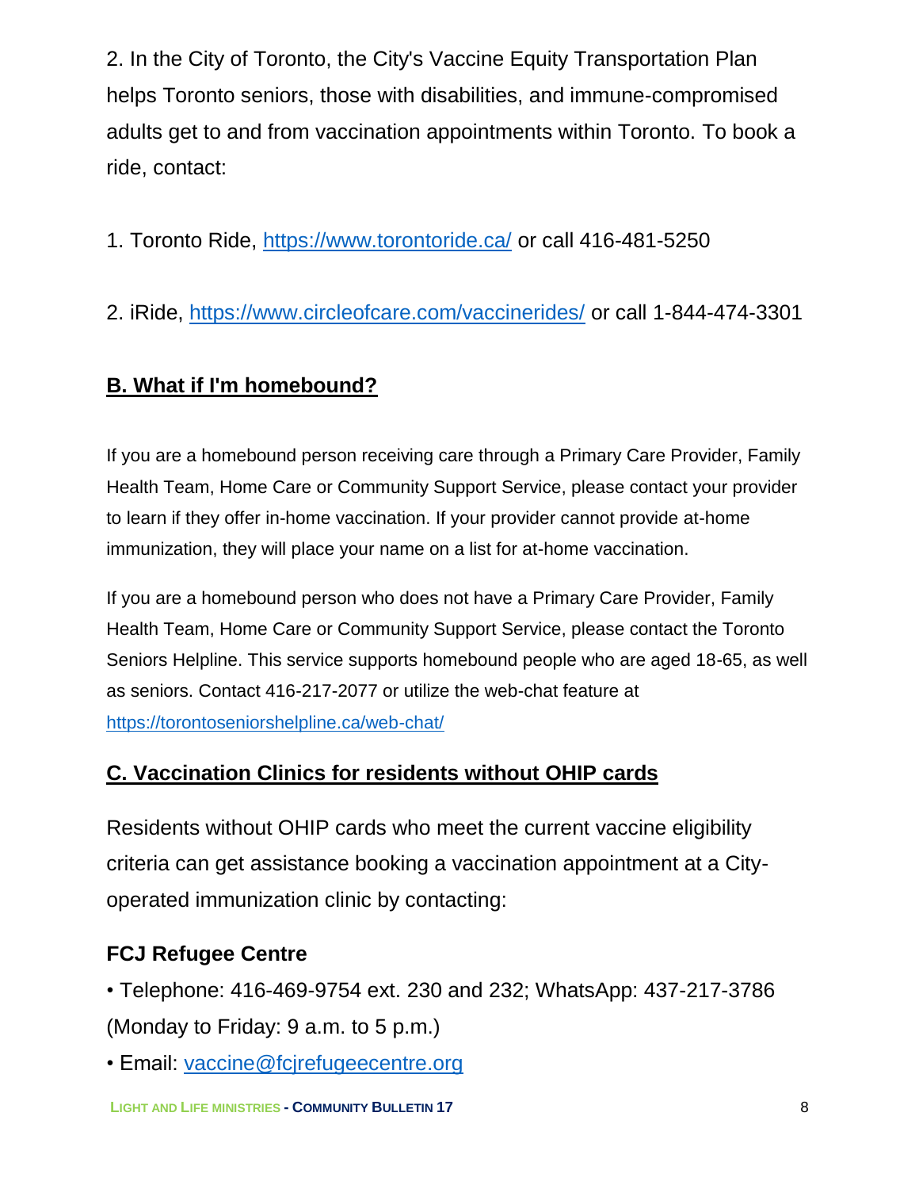2. In the City of Toronto, the City's Vaccine Equity Transportation Plan helps Toronto seniors, those with disabilities, and immune-compromised adults get to and from vaccination appointments within Toronto. To book a ride, contact:

1. Toronto Ride, https://www.torontoride.ca/ or call 416-481-5250

2. iRide, https://www.circleofcare.com/vaccinerides/ or call 1-844-474-3301

## B. What if I'm homebound?

If you are a homebound person receiving care through a Primary Care Provider, Family Health Team, Home Care or Community Support Service, please contact your provider to learn if they offer in-home vaccination. If your provider cannot provide at-home immunization, they will place your name on a list for at-home vaccination.

If you are a homebound person who does not have a Primary Care Provider, Family Health Team, Home Care or Community Support Service, please contact the Toronto Seniors Helpline. This service supports homebound people who are aged 18-65, as well as seniors. Contact 416-217-2077 or utilize the web-chat feature at https://torontoseniorshelpline.ca/web-chat/

## C. Vaccination Clinics for residents without OHIP cards

Residents without OHIP cards who meet the current vaccine eligibility criteria can get assistance booking a vaccination appointment at a City-operated immunization clinic by contacting:

### FCJ Refugee Centre

- Telephone: 416-469-9754 ext. 230 and 232; WhatsApp: 437-217-3786 (Monday to Friday: 9 a.m. to 5 p.m.)
- Email: vaccine@fcjrefugeecentre.org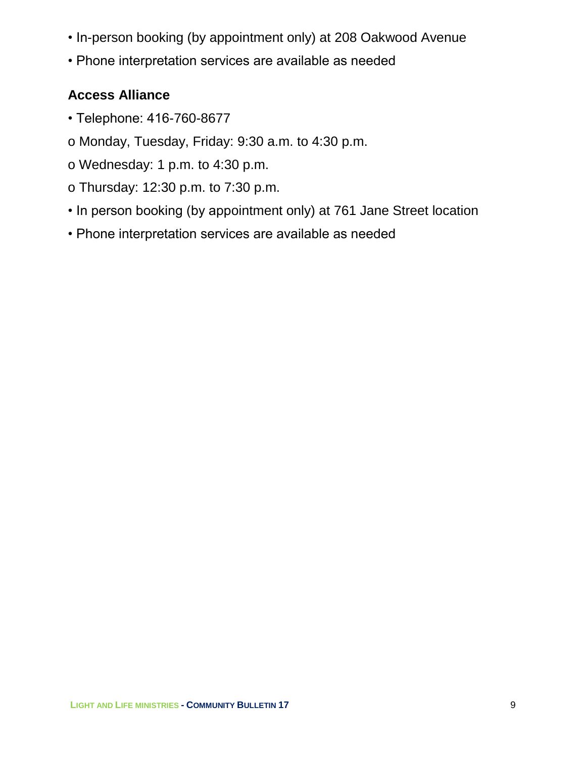- In-person booking (by appointment only) at 208 Oakwood Avenue
- Phone interpretation services are available as needed

### Access Alliance

- Telephone: 416-760-8677
  - Monday, Tuesday, Friday: 9:30 a.m. to 4:30 p.m.
  - Wednesday: 1 p.m. to 4:30 p.m.
  - Thursday: 12:30 p.m. to 7:30 p.m.
- In person booking (by appointment only) at 761 Jane Street location
- Phone interpretation services are available as needed